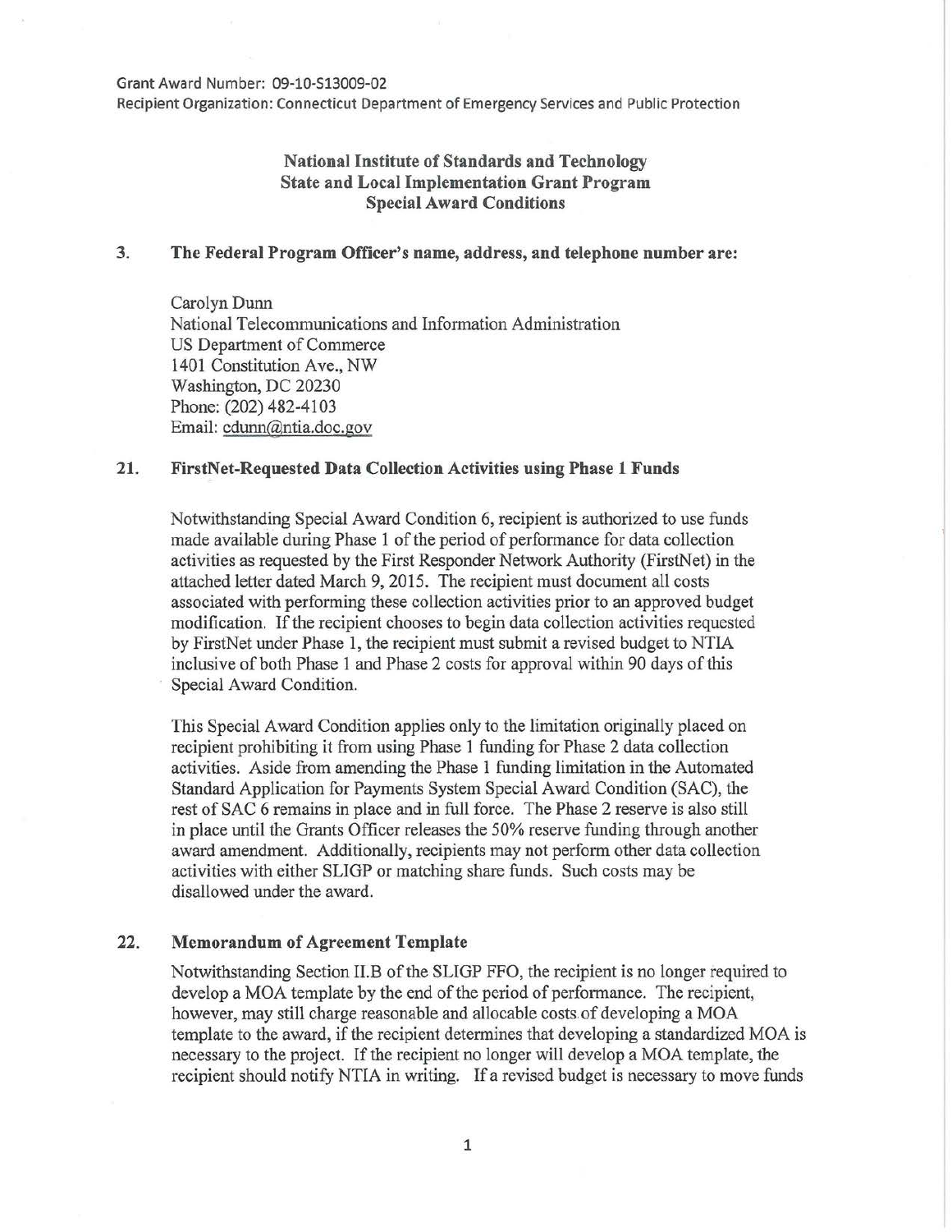Grant Award Number: 09-10-S13009-02
Recipient Organization: Connecticut Department of Emergency Services and Public Protection

## National Institute of Standards and Technology
## State and Local Implementation Grant Program
## Special Award Conditions

**3. The Federal Program Officer's name, address, and telephone number are:**

Carolyn Dunn
National Telecommunications and Information Administration
US Department of Commerce
1401 Constitution Ave., NW
Washington, DC 20230
Phone: (202) 482-4103
Email: cdunn@ntia.doc.gov

**21. FirstNet-Requested Data Collection Activities using Phase 1 Funds**

Notwithstanding Special Award Condition 6, recipient is authorized to use funds made available during Phase 1 of the period of performance for data collection activities as requested by the First Responder Network Authority (FirstNet) in the attached letter dated March 9, 2015. The recipient must document all costs associated with performing these collection activities prior to an approved budget modification. If the recipient chooses to begin data collection activities requested by FirstNet under Phase 1, the recipient must submit a revised budget to NTIA inclusive of both Phase 1 and Phase 2 costs for approval within 90 days of this Special Award Condition.

This Special Award Condition applies only to the limitation originally placed on recipient prohibiting it from using Phase 1 funding for Phase 2 data collection activities. Aside from amending the Phase 1 funding limitation in the Automated Standard Application for Payments System Special Award Condition (SAC), the rest of SAC 6 remains in place and in full force. The Phase 2 reserve is also still in place until the Grants Officer releases the 50% reserve funding through another award amendment. Additionally, recipients may not perform other data collection activities with either SLIGP or matching share funds. Such costs may be disallowed under the award.

**22. Memorandum of Agreement Template**

Notwithstanding Section II.B of the SLIGP FFO, the recipient is no longer required to develop a MOA template by the end of the period of performance. The recipient, however, may still charge reasonable and allocable costs of developing a MOA template to the award, if the recipient determines that developing a standardized MOA is necessary to the project. If the recipient no longer will develop a MOA template, the recipient should notify NTIA in writing. If a revised budget is necessary to move funds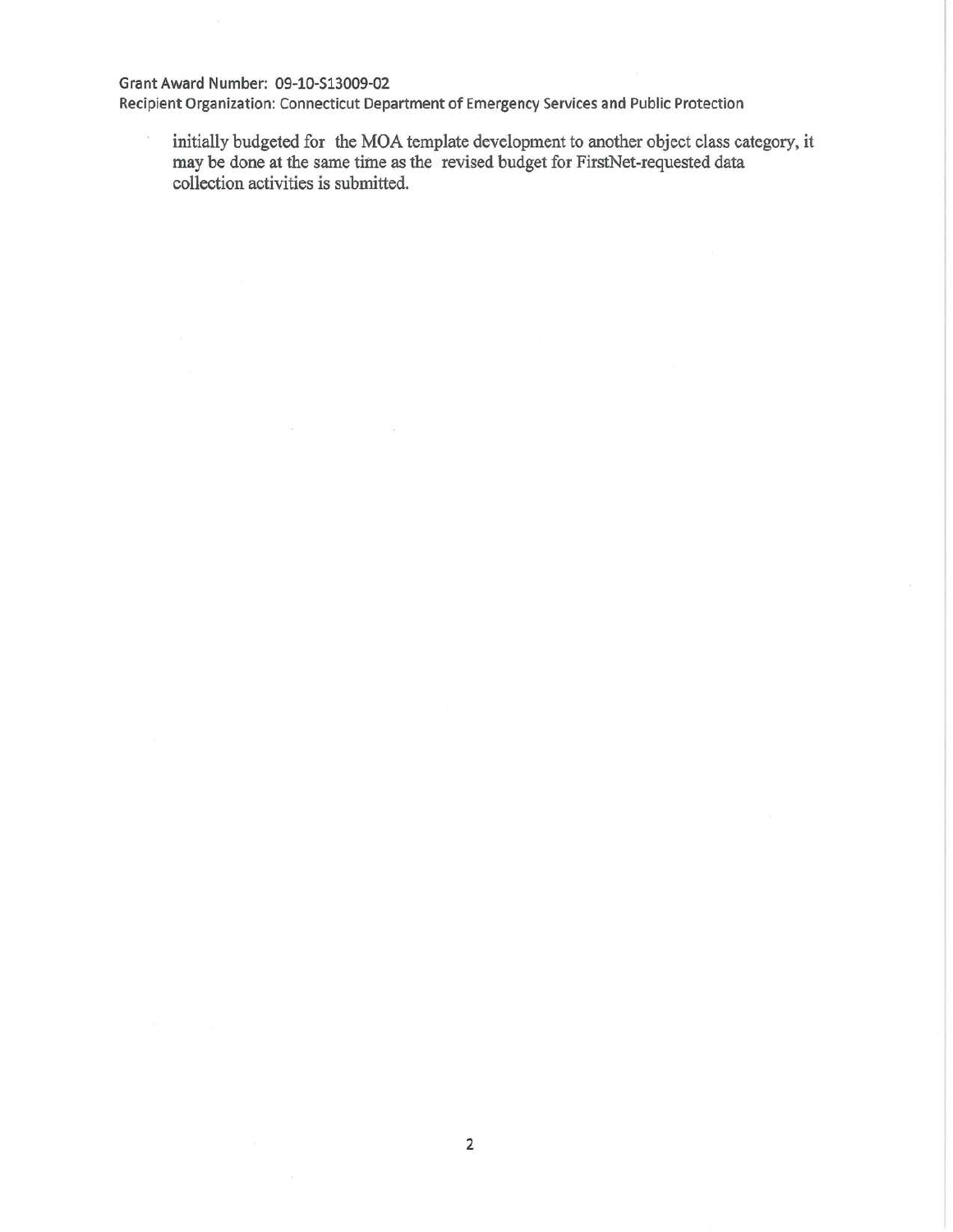initially budgeted for the MOA template development to another object class category, it may be done at the same time as the revised budget for FirstNet-requested data collection activities is submitted.